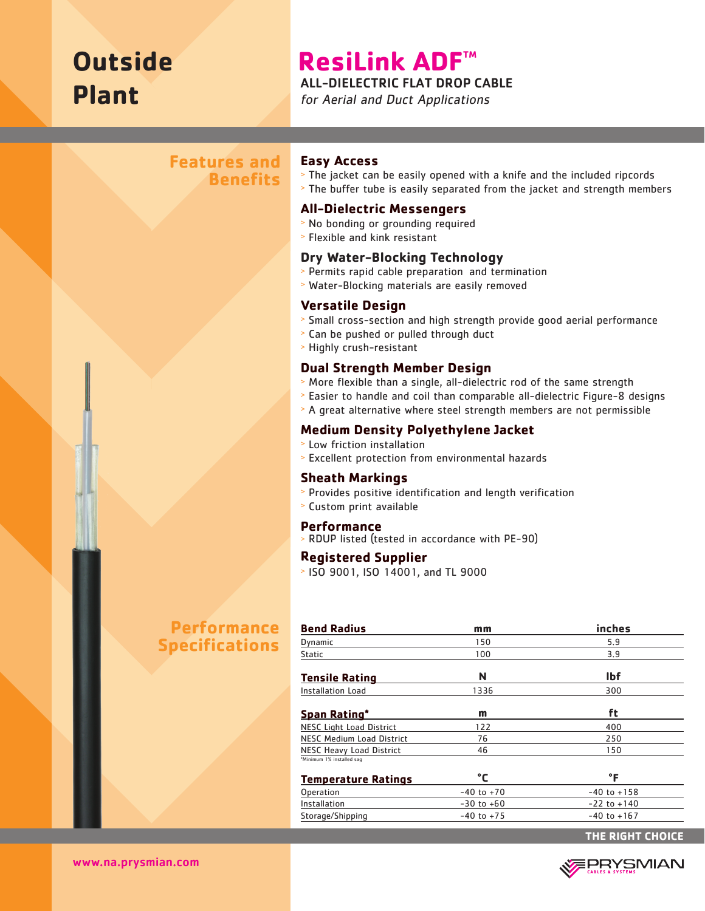# Outside Plant

# ResiLink ADF™

## ALL-DIELECTRIC FLAT DROP CABLE

*for Aerial and Duct Applications*

## Features and Benefits

### Easy Access
- The jacket can be easily opened with a knife and the included ripcords
- The buffer tube is easily separated from the jacket and strength members

### All-Dielectric Messengers
- No bonding or grounding required
- Flexible and kink resistant

### Dry Water-Blocking Technology
- Permits rapid cable preparation and termination
- Water-Blocking materials are easily removed

### Versatile Design
- Small cross-section and high strength provide good aerial performance
- Can be pushed or pulled through duct
- Highly crush-resistant

### Dual Strength Member Design
- More flexible than a single, all-dielectric rod of the same strength
- Easier to handle and coil than comparable all-dielectric Figure-8 designs
- A great alternative where steel strength members are not permissible

### Medium Density Polyethylene Jacket
- Low friction installation
- Excellent protection from environmental hazards

### Sheath Markings
- Provides positive identification and length verification
- Custom print available

### Performance
- RDUP listed (tested in accordance with PE-90)

### Registered Supplier
- ISO 9001, ISO 14001, and TL 9000

## Performance Specifications

| Bend Radius | mm | inches |
|---|---|---|
| Dynamic | 150 | 5.9 |
| Static | 100 | 3.9 |

| Tensile Rating | N | lbf |
|---|---|---|
| Installation Load | 1336 | 300 |

| Span Rating* | m | ft |
|---|---|---|
| NESC Light Load District | 122 | 400 |
| NESC Medium Load District | 76 | 250 |
| NESC Heavy Load District | 46 | 150 |

*Minimum 1% installed sag

| Temperature Ratings | °C | °F |
|---|---|---|
| Operation | -40 to +70 | -40 to +158 |
| Installation | -30 to +60 | -22 to +140 |
| Storage/Shipping | -40 to +75 | -40 to +167 |

THE RIGHT CHOICE

www.na.prysmian.com

PRYSMIAN CABLES & SYSTEMS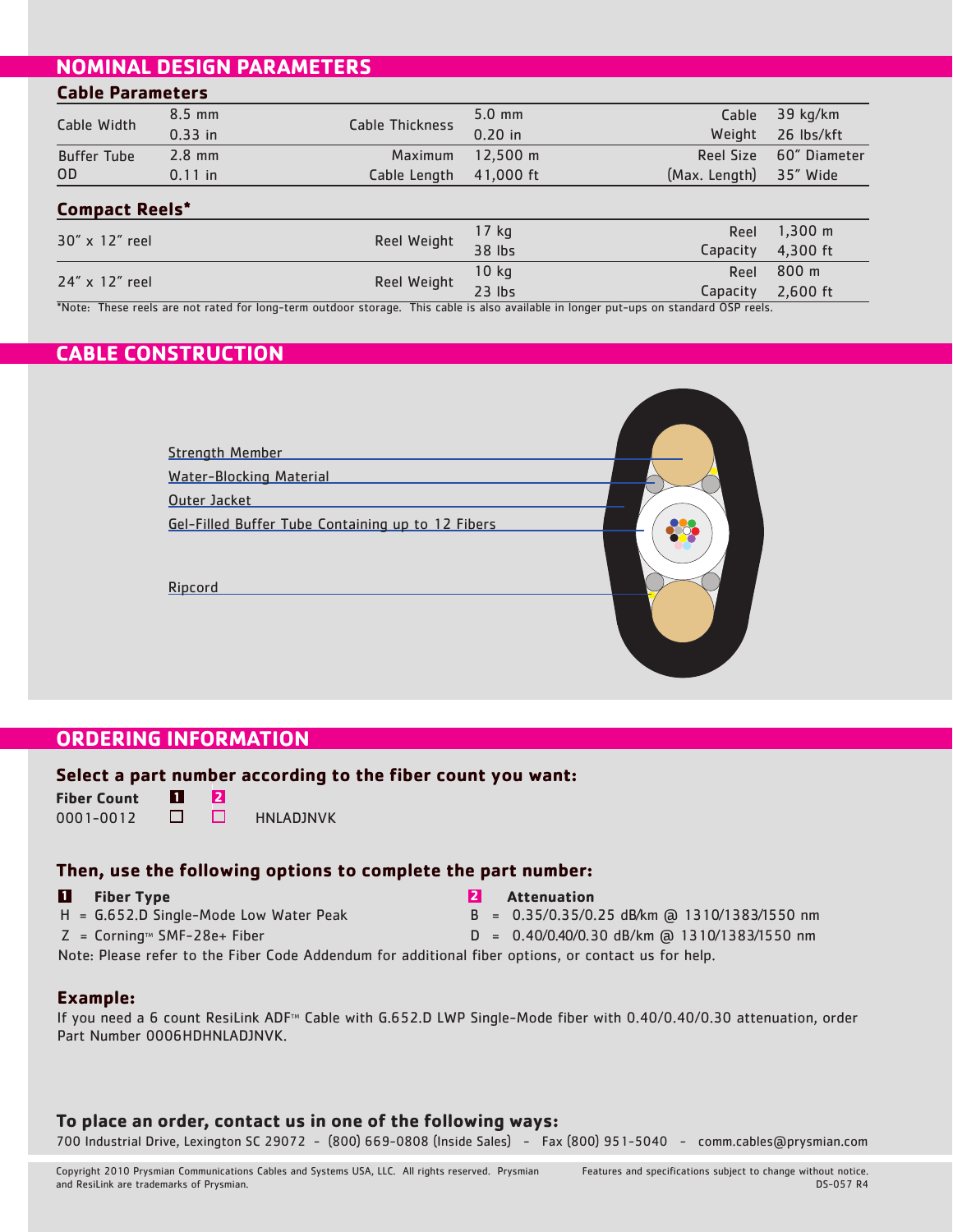## NOMINAL DESIGN PARAMETERS

### Cable Parameters

| | | | | | |
|---|---|---|---|---|---|
| Cable Width | 8.5 mm<br>0.33 in | Cable Thickness | 5.0 mm<br>0.20 in | Cable Weight | 39 kg/km<br>26 lbs/kft |
| Buffer Tube OD | 2.8 mm<br>0.11 in | Maximum Cable Length | 12,500 m<br>41,000 ft | Reel Size (Max. Length) | 60" Diameter<br>35" Wide |

### Compact Reels*

| | | | | |
|---|---|---|---|---|
| 30" x 12" reel | Reel Weight | 17 kg<br>38 lbs | Reel Capacity | 1,300 m<br>4,300 ft |
| 24" x 12" reel | Reel Weight | 10 kg<br>23 lbs | Reel Capacity | 800 m<br>2,600 ft |

*Note: These reels are not rated for long-term outdoor storage. This cable is also available in longer put-ups on standard OSP reels.

## CABLE CONSTRUCTION

Strength Member

Water-Blocking Material

Outer Jacket

Gel-Filled Buffer Tube Containing up to 12 Fibers

Ripcord

## ORDERING INFORMATION

### Select a part number according to the fiber count you want:

| Fiber Count | 1 | 2 | |
|---|---|---|---|
| 0001-0012 | ☐ | ☐ | HNLADJNVK |

### Then, use the following options to complete the part number:

**1 Fiber Type**

H = G.652.D Single-Mode Low Water Peak

Z = Corning™ SMF-28e+ Fiber

**2 Attenuation**

B = 0.35/0.35/0.25 dB/km @ 1310/1383/1550 nm

D = 0.40/0.40/0.30 dB/km @ 1310/1383/1550 nm

Note: Please refer to the Fiber Code Addendum for additional fiber options, or contact us for help.

### Example:

If you need a 6 count ResiLink ADF™ Cable with G.652.D LWP Single-Mode fiber with 0.40/0.40/0.30 attenuation, order Part Number 0006HDHNLADJNVK.

### To place an order, contact us in one of the following ways:

700 Industrial Drive, Lexington SC 29072 - (800) 669-0808 (Inside Sales) - Fax (800) 951-5040 - comm.cables@prysmian.com

Copyright 2010 Prysmian Communications Cables and Systems USA, LLC. All rights reserved. Prysmian and ResiLink are trademarks of Prysmian.

Features and specifications subject to change without notice.
DS-057 R4